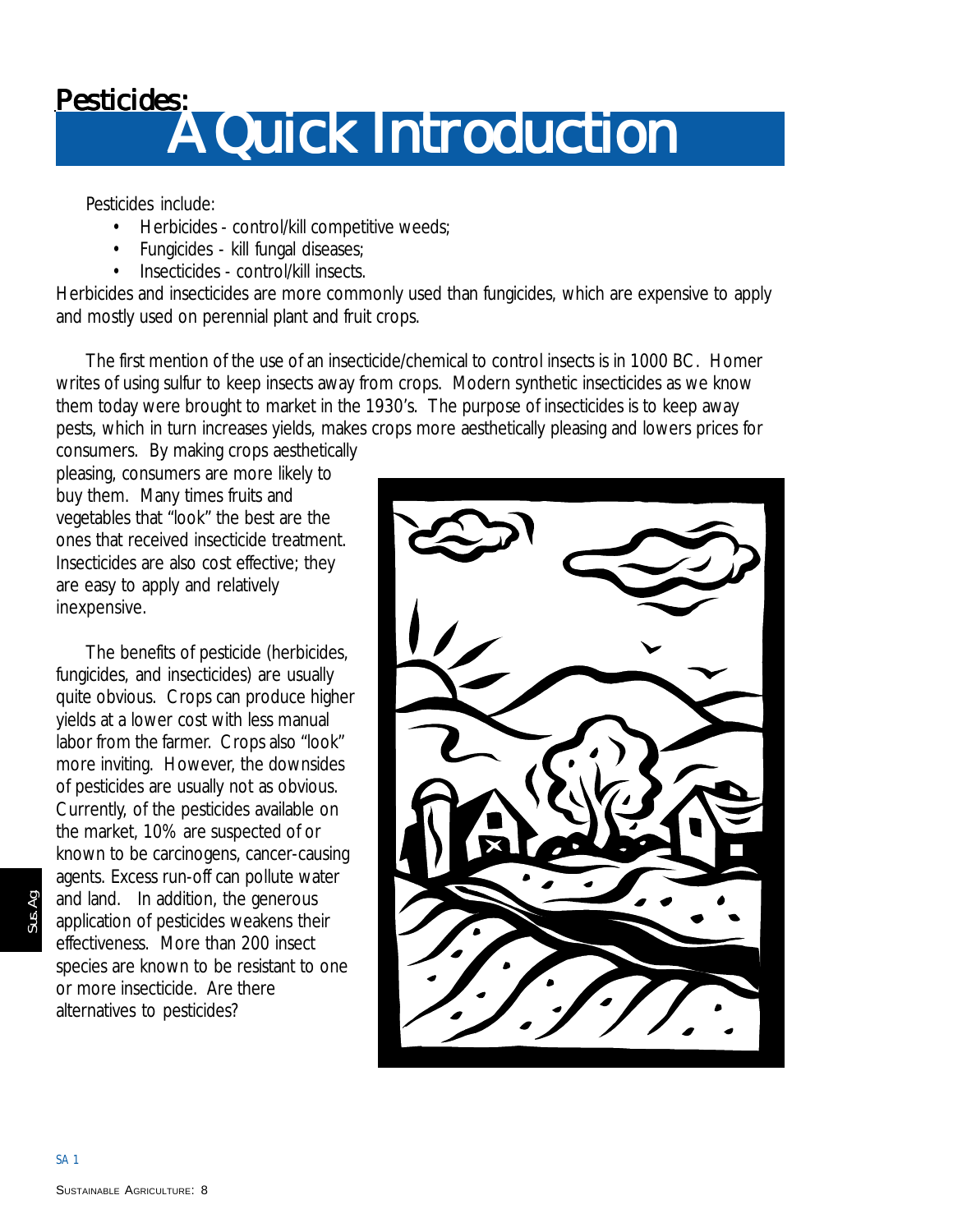# Pesticides: A Quick Introduction

Pesticides include:

- Herbicides - control/kill competitive weeds;
- Fungicides - kill fungal diseases;
- Insecticides - control/kill insects.

Herbicides and insecticides are more commonly used than fungicides, which are expensive to apply and mostly used on perennial plant and fruit crops.

The first mention of the use of an insecticide/chemical to control insects is in 1000 BC. Homer writes of using sulfur to keep insects away from crops. Modern synthetic insecticides as we know them today were brought to market in the 1930's. The purpose of insecticides is to keep away pests, which in turn increases yields, makes crops more aesthetically pleasing and lowers prices for consumers. By making crops aesthetically pleasing, consumers are more likely to buy them. Many times fruits and vegetables that "look" the best are the ones that received insecticide treatment. Insecticides are also cost effective; they are easy to apply and relatively inexpensive.

The benefits of pesticide (herbicides, fungicides, and insecticides) are usually quite obvious. Crops can produce higher yields at a lower cost with less manual labor from the farmer. Crops also "look" more inviting. However, the downsides of pesticides are usually not as obvious. Currently, of the pesticides available on the market, 10% are suspected of or known to be carcinogens, cancer-causing agents. Excess run-off can pollute water and land. In addition, the generous application of pesticides weakens their effectiveness. More than 200 insect species are known to be resistant to one or more insecticide. Are there alternatives to pesticides?

SA 1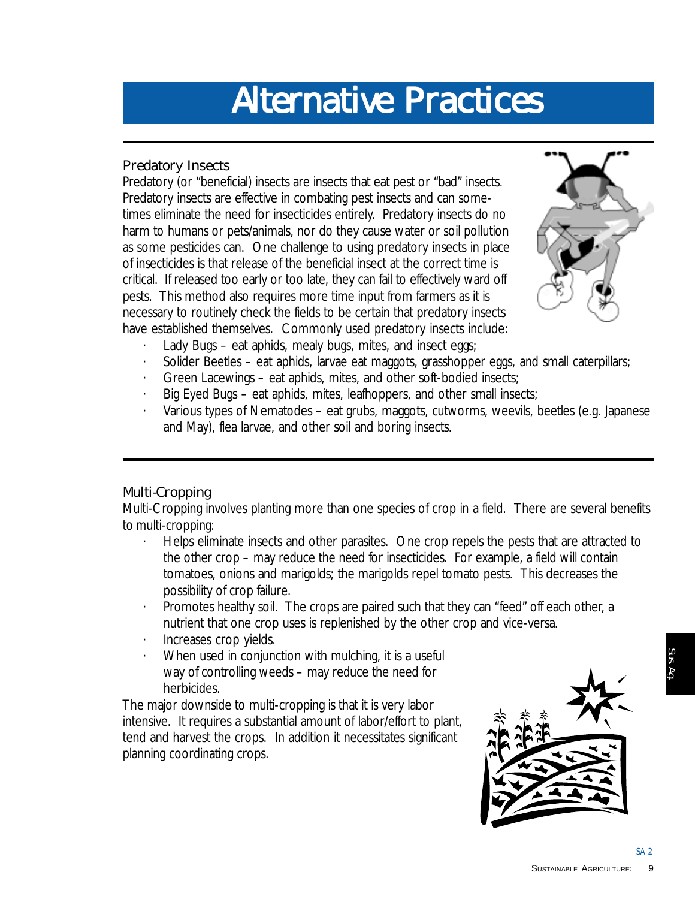# Alternative Practices

## Predatory Insects

Predatory (or "beneficial) insects are insects that eat pest or "bad" insects. Predatory insects are effective in combating pest insects and can sometimes eliminate the need for insecticides entirely. Predatory insects do no harm to humans or pets/animals, nor do they cause water or soil pollution as some pesticides can. One challenge to using predatory insects in place of insecticides is that release of the beneficial insect at the correct time is critical. If released too early or too late, they can fail to effectively ward off pests. This method also requires more time input from farmers as it is necessary to routinely check the fields to be certain that predatory insects have established themselves. Commonly used predatory insects include:

- Lady Bugs – eat aphids, mealy bugs, mites, and insect eggs;
- Solider Beetles – eat aphids, larvae eat maggots, grasshopper eggs, and small caterpillars;
- Green Lacewings – eat aphids, mites, and other soft-bodied insects;
- Big Eyed Bugs – eat aphids, mites, leafhoppers, and other small insects;
- Various types of Nematodes – eat grubs, maggots, cutworms, weevils, beetles (e.g. Japanese and May), flea larvae, and other soil and boring insects.

## Multi-Cropping

Multi-Cropping involves planting more than one species of crop in a field. There are several benefits to multi-cropping:

- Helps eliminate insects and other parasites. One crop repels the pests that are attracted to the other crop – may reduce the need for insecticides. For example, a field will contain tomatoes, onions and marigolds; the marigolds repel tomato pests. This decreases the possibility of crop failure.
- Promotes healthy soil. The crops are paired such that they can "feed" off each other, a nutrient that one crop uses is replenished by the other crop and vice-versa.
- Increases crop yields.
- When used in conjunction with mulching, it is a useful way of controlling weeds – may reduce the need for herbicides.

The major downside to multi-cropping is that it is very labor intensive. It requires a substantial amount of labor/effort to plant, tend and harvest the crops. In addition it necessitates significant planning coordinating crops.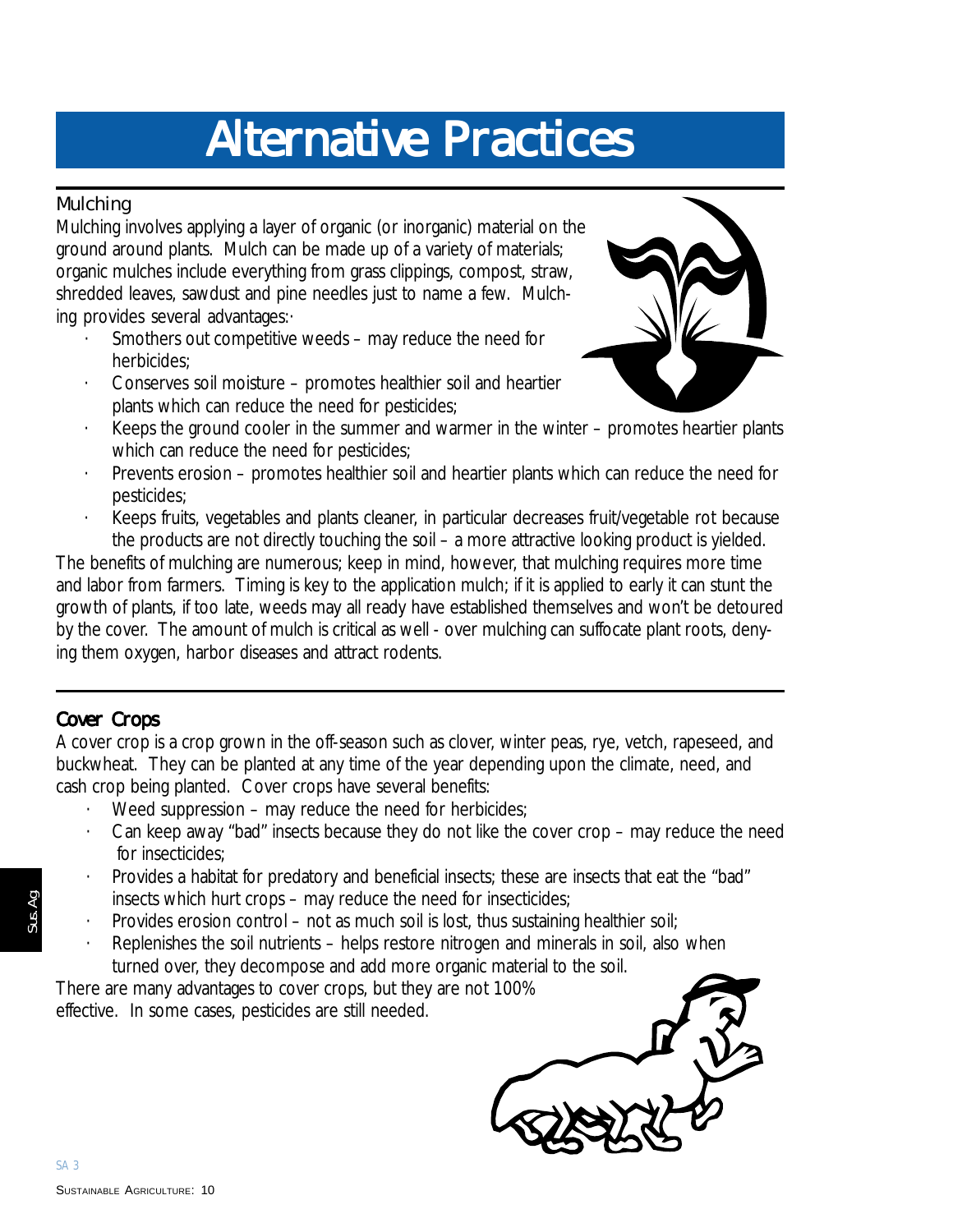# Alternative Practices

## Mulching

Mulching involves applying a layer of organic (or inorganic) material on the ground around plants. Mulch can be made up of a variety of materials; organic mulches include everything from grass clippings, compost, straw, shredded leaves, sawdust and pine needles just to name a few. Mulching provides several advantages:·

- Smothers out competitive weeds – may reduce the need for herbicides;
- Conserves soil moisture – promotes healthier soil and heartier plants which can reduce the need for pesticides;
- Keeps the ground cooler in the summer and warmer in the winter – promotes heartier plants which can reduce the need for pesticides;
- Prevents erosion – promotes healthier soil and heartier plants which can reduce the need for pesticides;
- Keeps fruits, vegetables and plants cleaner, in particular decreases fruit/vegetable rot because the products are not directly touching the soil – a more attractive looking product is yielded.

The benefits of mulching are numerous; keep in mind, however, that mulching requires more time and labor from farmers. Timing is key to the application mulch; if it is applied to early it can stunt the growth of plants, if too late, weeds may all ready have established themselves and won't be detoured by the cover. The amount of mulch is critical as well - over mulching can suffocate plant roots, denying them oxygen, harbor diseases and attract rodents.

## Cover Crops

A cover crop is a crop grown in the off-season such as clover, winter peas, rye, vetch, rapeseed, and buckwheat. They can be planted at any time of the year depending upon the climate, need, and cash crop being planted. Cover crops have several benefits:

- Weed suppression – may reduce the need for herbicides;
- Can keep away "bad" insects because they do not like the cover crop – may reduce the need for insecticides;
- Provides a habitat for predatory and beneficial insects; these are insects that eat the "bad" insects which hurt crops – may reduce the need for insecticides;
- Provides erosion control – not as much soil is lost, thus sustaining healthier soil;
- Replenishes the soil nutrients – helps restore nitrogen and minerals in soil, also when turned over, they decompose and add more organic material to the soil.

There are many advantages to cover crops, but they are not 100% effective. In some cases, pesticides are still needed.

SA 3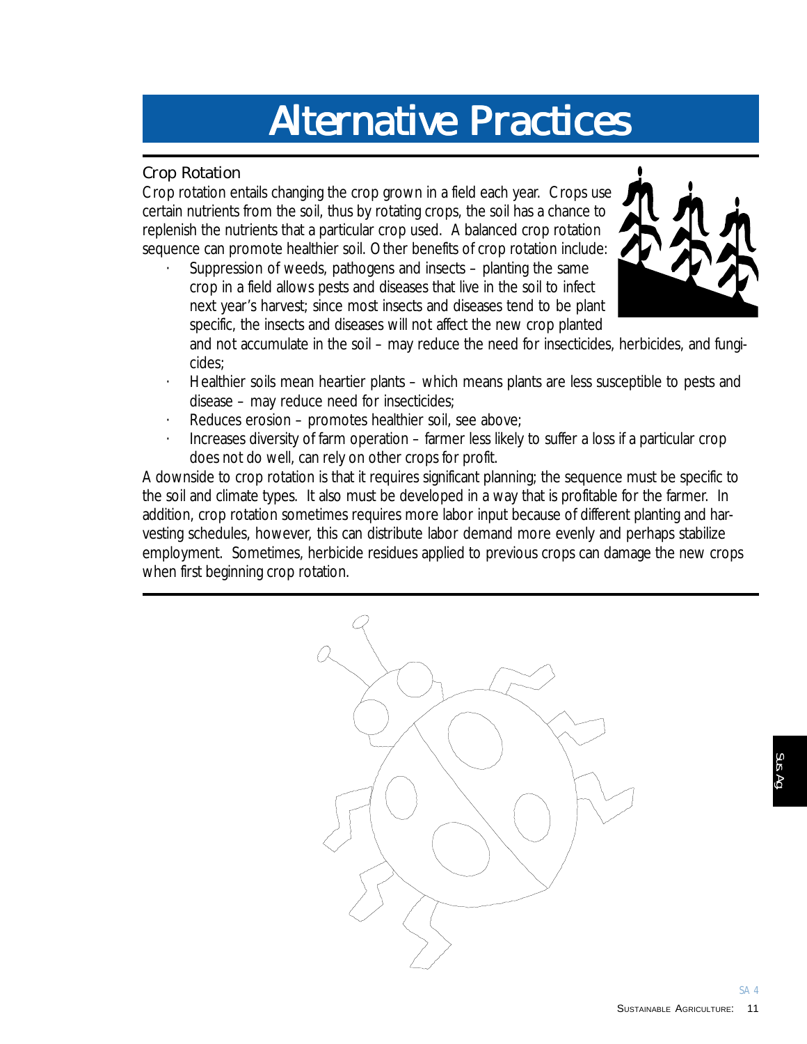# Alternative Practices

## Crop Rotation

Crop rotation entails changing the crop grown in a field each year. Crops use certain nutrients from the soil, thus by rotating crops, the soil has a chance to replenish the nutrients that a particular crop used. A balanced crop rotation sequence can promote healthier soil. Other benefits of crop rotation include:

- Suppression of weeds, pathogens and insects – planting the same crop in a field allows pests and diseases that live in the soil to infect next year's harvest; since most insects and diseases tend to be plant specific, the insects and diseases will not affect the new crop planted and not accumulate in the soil – may reduce the need for insecticides, herbicides, and fungicides;
- Healthier soils mean heartier plants – which means plants are less susceptible to pests and disease – may reduce need for insecticides;
- Reduces erosion – promotes healthier soil, see above;
- Increases diversity of farm operation – farmer less likely to suffer a loss if a particular crop does not do well, can rely on other crops for profit.

A downside to crop rotation is that it requires significant planning; the sequence must be specific to the soil and climate types. It also must be developed in a way that is profitable for the farmer. In addition, crop rotation sometimes requires more labor input because of different planting and harvesting schedules, however, this can distribute labor demand more evenly and perhaps stabilize employment. Sometimes, herbicide residues applied to previous crops can damage the new crops when first beginning crop rotation.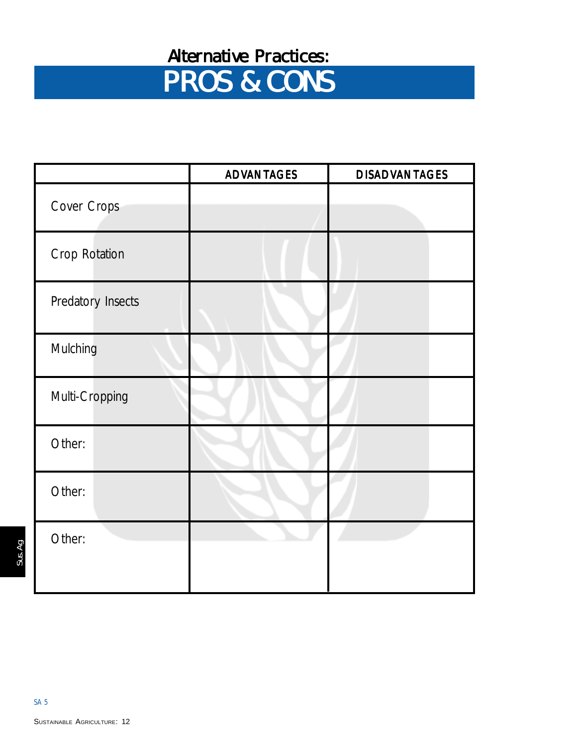# Alternative Practices:
## PROS & CONS

| | ADVANTAGES | DISADVANTAGES |
|---|---|---|
| Cover Crops | | |
| Crop Rotation | | |
| Predatory Insects | | |
| Mulching | | |
| Multi-Cropping | | |
| Other: | | |
| Other: | | |
| Other: | | |

SA 5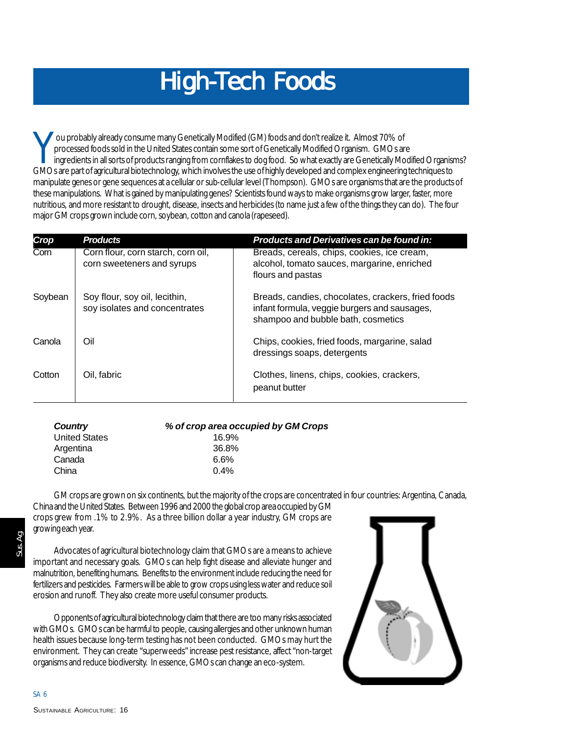# High-Tech Foods

You probably already consume many Genetically Modified (GM) foods and don't realize it. Almost 70% of processed foods sold in the United States contain some sort of Genetically Modified Organism. GMOs are ingredients in all sorts of products ranging from cornflakes to dog food. So what exactly are Genetically Modified Organisms? GMOs are part of agricultural biotechnology, which involves the use of highly developed and complex engineering techniques to manipulate genes or gene sequences at a cellular or sub-cellular level (Thompson). GMOs are organisms that are the products of these manipulations. What is gained by manipulating genes? Scientists found ways to make organisms grow larger, faster, more nutritious, and more resistant to drought, disease, insects and herbicides (to name just a few of the things they can do). The four major GM crops grown include corn, soybean, cotton and canola (rapeseed).

| ***Crop*** | ***Products*** | ***Products and Derivatives can be found in:*** |
|---|---|---|
| Corn | Corn flour, corn starch, corn oil, corn sweeteners and syrups | Breads, cereals, chips, cookies, ice cream, alcohol, tomato sauces, margarine, enriched flours and pastas |
| Soybean | Soy flour, soy oil, lecithin, soy isolates and concentrates | Breads, candies, chocolates, crackers, fried foods infant formula, veggie burgers and sausages, shampoo and bubble bath, cosmetics |
| Canola | Oil | Chips, cookies, fried foods, margarine, salad dressings soaps, detergents |
| Cotton | Oil, fabric | Clothes, linens, chips, cookies, crackers, peanut butter |

| ***Country*** | ***% of crop area occupied by GM Crops*** |
|---|---|
| United States | 16.9% |
| Argentina | 36.8% |
| Canada | 6.6% |
| China | 0.4% |

GM crops are grown on six continents, but the majority of the crops are concentrated in four countries: Argentina, Canada, China and the United States. Between 1996 and 2000 the global crop area occupied by GM crops grew from .1% to 2.9%. As a three billion dollar a year industry, GM crops are growing each year.

Advocates of agricultural biotechnology claim that GMOs are a means to achieve important and necessary goals. GMOs can help fight disease and alleviate hunger and malnutrition, benefiting humans. Benefits to the environment include reducing the need for fertilizers and pesticides. Farmers will be able to grow crops using less water and reduce soil erosion and runoff. They also create more useful consumer products.

Opponents of agricultural biotechnology claim that there are too many risks associated with GMOs. GMOs can be harmful to people, causing allergies and other unknown human health issues because long-term testing has not been conducted. GMOs may hurt the environment. They can create "superweeds" increase pest resistance, affect "non-target organisms and reduce biodiversity. In essence, GMOs can change an eco-system.

SA 6